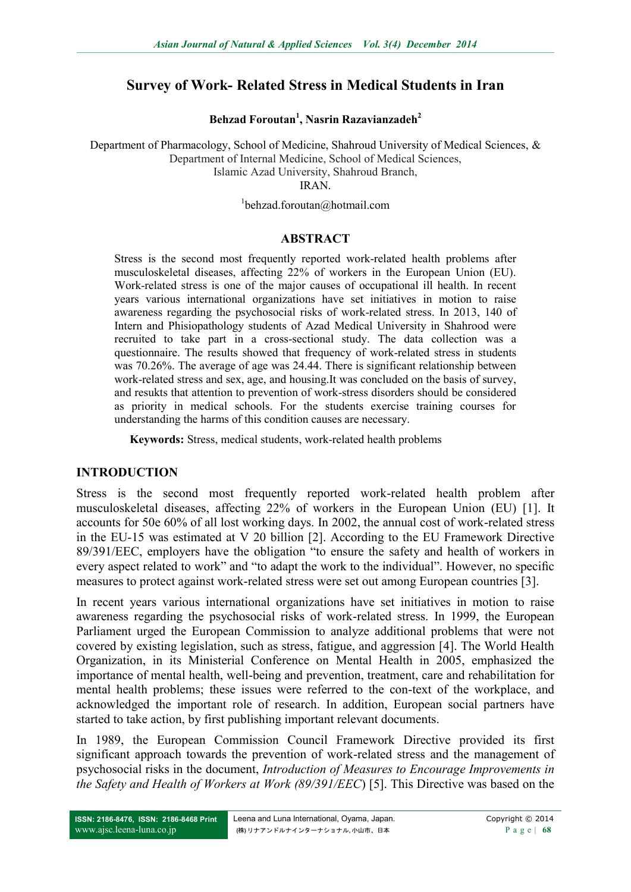# Survey of Work- Related Stress in Medical Students in Iran

**Behzad Foroutan[1], Nasrin Razavianzadeh[2]**

Department of Pharmacology, School of Medicine, Shahroud University of Medical Sciences, &
Department of Internal Medicine, School of Medical Sciences,
Islamic Azad University, Shahroud Branch,
IRAN.

[1]behzad.foroutan@hotmail.com

## ABSTRACT

Stress is the second most frequently reported work-related health problems after musculoskeletal diseases, affecting 22% of workers in the European Union (EU). Work-related stress is one of the major causes of occupational ill health. In recent years various international organizations have set initiatives in motion to raise awareness regarding the psychosocial risks of work-related stress. In 2013, 140 of Intern and Phisiopathology students of Azad Medical University in Shahrood were recruited to take part in a cross-sectional study. The data collection was a questionnaire. The results showed that frequency of work-related stress in students was 70.26%. The average of age was 24.44. There is significant relationship between work-related stress and sex, age, and housing.It was concluded on the basis of survey, and resukts that attention to prevention of work-stress disorders should be considered as priority in medical schools. For the students exercise training courses for understanding the harms of this condition causes are necessary.

**Keywords:** Stress, medical students, work-related health problems

## INTRODUCTION

Stress is the second most frequently reported work-related health problem after musculoskeletal diseases, affecting 22% of workers in the European Union (EU) [1]. It accounts for 50e 60% of all lost working days. In 2002, the annual cost of work-related stress in the EU-15 was estimated at V 20 billion [2]. According to the EU Framework Directive 89/391/EEC, employers have the obligation "to ensure the safety and health of workers in every aspect related to work" and "to adapt the work to the individual". However, no specific measures to protect against work-related stress were set out among European countries [3].

In recent years various international organizations have set initiatives in motion to raise awareness regarding the psychosocial risks of work-related stress. In 1999, the European Parliament urged the European Commission to analyze additional problems that were not covered by existing legislation, such as stress, fatigue, and aggression [4]. The World Health Organization, in its Ministerial Conference on Mental Health in 2005, emphasized the importance of mental health, well-being and prevention, treatment, care and rehabilitation for mental health problems; these issues were referred to the con-text of the workplace, and acknowledged the important role of research. In addition, European social partners have started to take action, by first publishing important relevant documents.

In 1989, the European Commission Council Framework Directive provided its first significant approach towards the prevention of work-related stress and the management of psychosocial risks in the document, *Introduction of Measures to Encourage Improvements in the Safety and Health of Workers at Work (89/391/EEC)* [5]. This Directive was based on the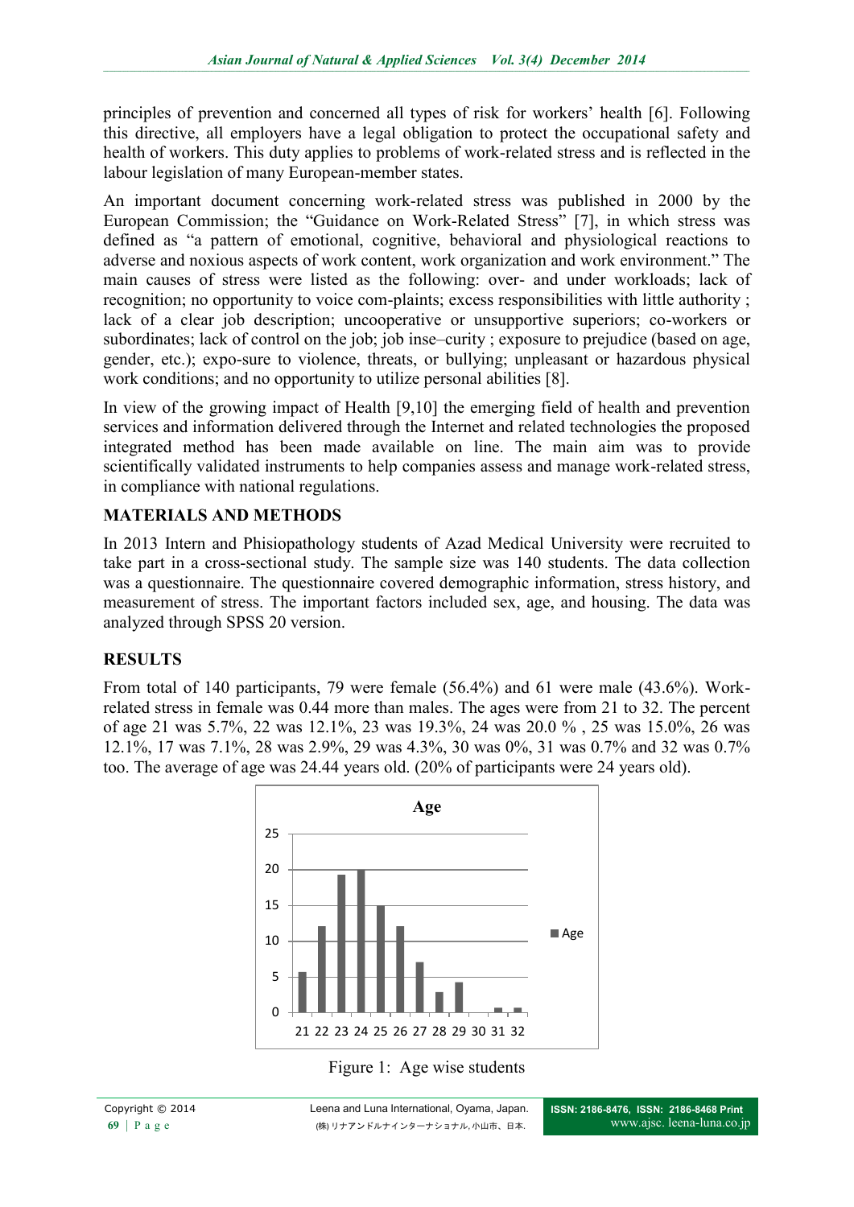principles of prevention and concerned all types of risk for workers' health [6]. Following this directive, all employers have a legal obligation to protect the occupational safety and health of workers. This duty applies to problems of work-related stress and is reflected in the labour legislation of many European-member states.

An important document concerning work-related stress was published in 2000 by the European Commission; the "Guidance on Work-Related Stress" [7], in which stress was defined as "a pattern of emotional, cognitive, behavioral and physiological reactions to adverse and noxious aspects of work content, work organization and work environment." The main causes of stress were listed as the following: over- and under workloads; lack of recognition; no opportunity to voice com-plaints; excess responsibilities with little authority ; lack of a clear job description; uncooperative or unsupportive superiors; co-workers or subordinates; lack of control on the job; job inse–curity ; exposure to prejudice (based on age, gender, etc.); expo-sure to violence, threats, or bullying; unpleasant or hazardous physical work conditions; and no opportunity to utilize personal abilities [8].

In view of the growing impact of Health [9,10] the emerging field of health and prevention services and information delivered through the Internet and related technologies the proposed integrated method has been made available on line. The main aim was to provide scientifically validated instruments to help companies assess and manage work-related stress, in compliance with national regulations.

## MATERIALS AND METHODS

In 2013 Intern and Phisiopathology students of Azad Medical University were recruited to take part in a cross-sectional study. The sample size was 140 students. The data collection was a questionnaire. The questionnaire covered demographic information, stress history, and measurement of stress. The important factors included sex, age, and housing. The data was analyzed through SPSS 20 version.

## RESULTS

From total of 140 participants, 79 were female (56.4%) and 61 were male (43.6%). Work-related stress in female was 0.44 more than males. The ages were from 21 to 32. The percent of age 21 was 5.7%, 22 was 12.1%, 23 was 19.3%, 24 was 20.0 % , 25 was 15.0%, 26 was 12.1%, 17 was 7.1%, 28 was 2.9%, 29 was 4.3%, 30 was 0%, 31 was 0.7% and 32 was 0.7% too. The average of age was 24.44 years old. (20% of participants were 24 years old).

Figure 1: Age wise students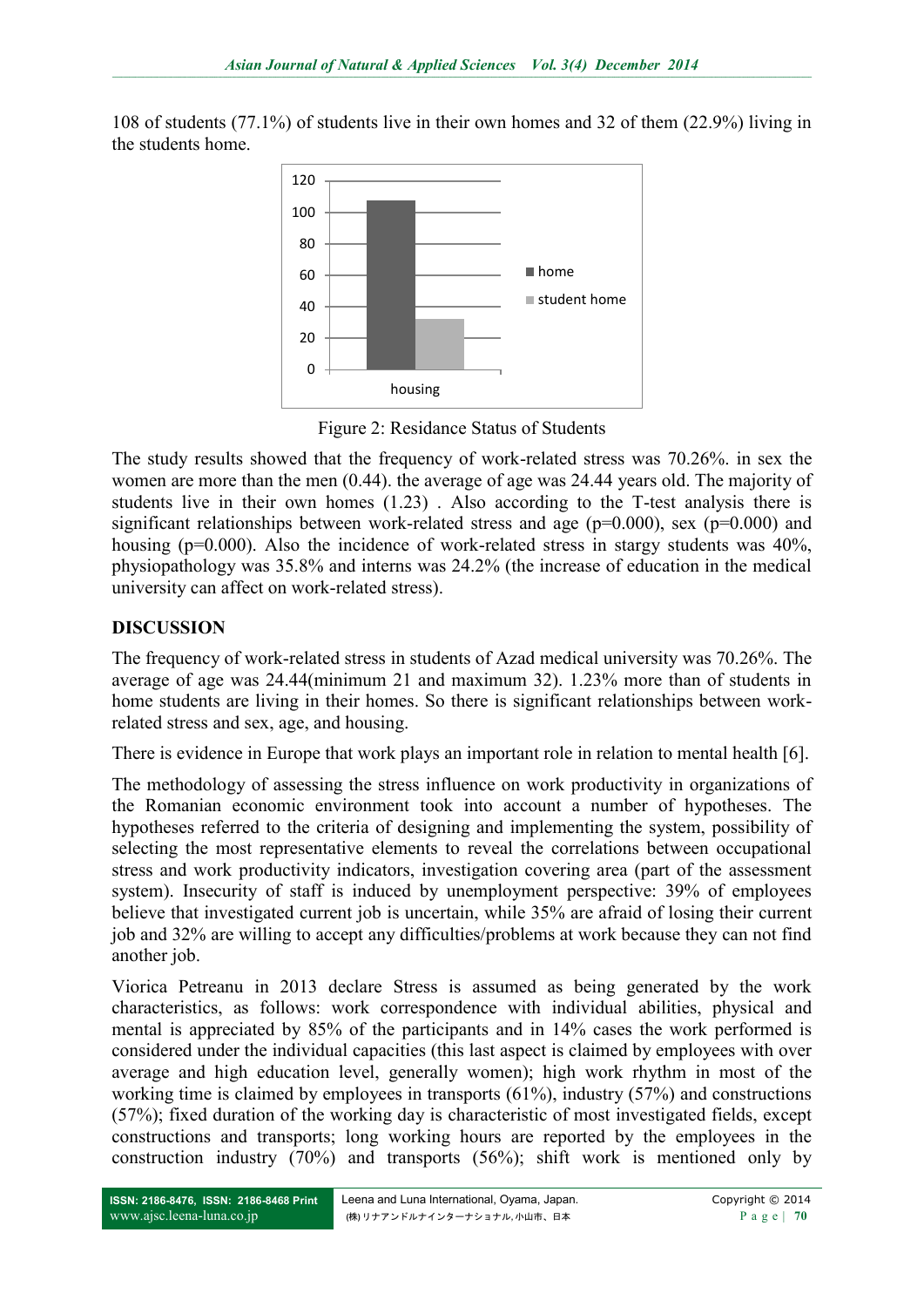108 of students (77.1%) of students live in their own homes and 32 of them (22.9%) living in the students home.

Figure 2: Residance Status of Students

The study results showed that the frequency of work-related stress was 70.26%. in sex the women are more than the men (0.44). the average of age was 24.44 years old. The majority of students live in their own homes (1.23) . Also according to the T-test analysis there is significant relationships between work-related stress and age (p=0.000), sex (p=0.000) and housing (p=0.000). Also the incidence of work-related stress in stargy students was 40%, physiopathology was 35.8% and interns was 24.2% (the increase of education in the medical university can affect on work-related stress).

## DISCUSSION

The frequency of work-related stress in students of Azad medical university was 70.26%. The average of age was 24.44(minimum 21 and maximum 32). 1.23% more than of students in home students are living in their homes. So there is significant relationships between work-related stress and sex, age, and housing.

There is evidence in Europe that work plays an important role in relation to mental health [6].

The methodology of assessing the stress influence on work productivity in organizations of the Romanian economic environment took into account a number of hypotheses. The hypotheses referred to the criteria of designing and implementing the system, possibility of selecting the most representative elements to reveal the correlations between occupational stress and work productivity indicators, investigation covering area (part of the assessment system). Insecurity of staff is induced by unemployment perspective: 39% of employees believe that investigated current job is uncertain, while 35% are afraid of losing their current job and 32% are willing to accept any difficulties/problems at work because they can not find another job.

Viorica Petreanu in 2013 declare Stress is assumed as being generated by the work characteristics, as follows: work correspondence with individual abilities, physical and mental is appreciated by 85% of the participants and in 14% cases the work performed is considered under the individual capacities (this last aspect is claimed by employees with over average and high education level, generally women); high work rhythm in most of the working time is claimed by employees in transports (61%), industry (57%) and constructions (57%); fixed duration of the working day is characteristic of most investigated fields, except constructions and transports; long working hours are reported by the employees in the construction industry (70%) and transports (56%); shift work is mentioned only by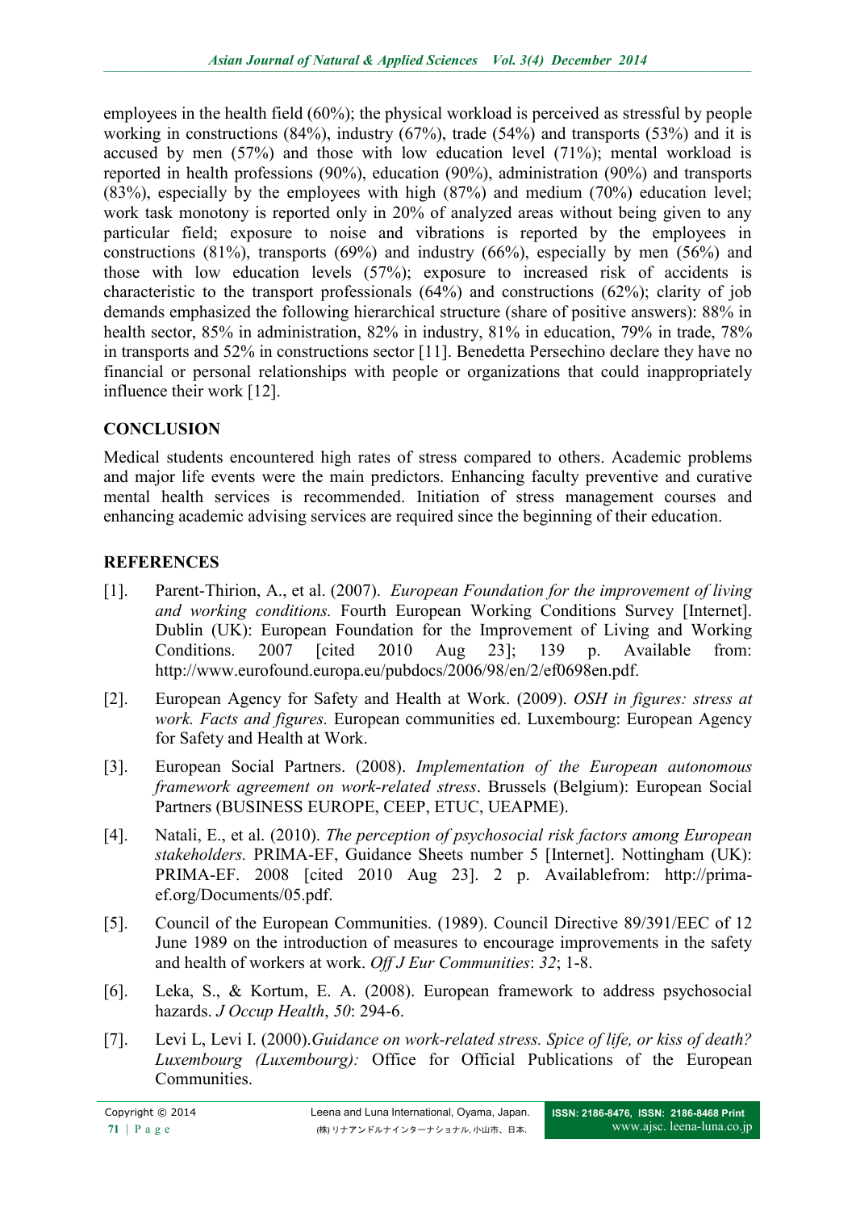employees in the health field (60%); the physical workload is perceived as stressful by people working in constructions (84%), industry (67%), trade (54%) and transports (53%) and it is accused by men (57%) and those with low education level (71%); mental workload is reported in health professions (90%), education (90%), administration (90%) and transports (83%), especially by the employees with high (87%) and medium (70%) education level; work task monotony is reported only in 20% of analyzed areas without being given to any particular field; exposure to noise and vibrations is reported by the employees in constructions (81%), transports (69%) and industry (66%), especially by men (56%) and those with low education levels (57%); exposure to increased risk of accidents is characteristic to the transport professionals (64%) and constructions (62%); clarity of job demands emphasized the following hierarchical structure (share of positive answers): 88% in health sector, 85% in administration, 82% in industry, 81% in education, 79% in trade, 78% in transports and 52% in constructions sector [11]. Benedetta Persechino declare they have no financial or personal relationships with people or organizations that could inappropriately influence their work [12].

## CONCLUSION

Medical students encountered high rates of stress compared to others. Academic problems and major life events were the main predictors. Enhancing faculty preventive and curative mental health services is recommended. Initiation of stress management courses and enhancing academic advising services are required since the beginning of their education.

## REFERENCES

[1]. Parent-Thirion, A., et al. (2007). *European Foundation for the improvement of living and working conditions.* Fourth European Working Conditions Survey [Internet]. Dublin (UK): European Foundation for the Improvement of Living and Working Conditions. 2007 [cited 2010 Aug 23]; 139 p. Available from: http://www.eurofound.europa.eu/pubdocs/2006/98/en/2/ef0698en.pdf.

[2]. European Agency for Safety and Health at Work. (2009). *OSH in figures: stress at work. Facts and figures.* European communities ed. Luxembourg: European Agency for Safety and Health at Work.

[3]. European Social Partners. (2008). *Implementation of the European autonomous framework agreement on work-related stress*. Brussels (Belgium): European Social Partners (BUSINESS EUROPE, CEEP, ETUC, UEAPME).

[4]. Natali, E., et al. (2010). *The perception of psychosocial risk factors among European stakeholders.* PRIMA-EF, Guidance Sheets number 5 [Internet]. Nottingham (UK): PRIMA-EF. 2008 [cited 2010 Aug 23]. 2 p. Availablefrom: http://prima-ef.org/Documents/05.pdf.

[5]. Council of the European Communities. (1989). Council Directive 89/391/EEC of 12 June 1989 on the introduction of measures to encourage improvements in the safety and health of workers at work. *Off J Eur Communities*: *32*; 1-8.

[6]. Leka, S., & Kortum, E. A. (2008). European framework to address psychosocial hazards. *J Occup Health*, *50*: 294-6.

[7]. Levi L, Levi I. (2000).*Guidance on work-related stress. Spice of life, or kiss of death? Luxembourg (Luxembourg):* Office for Official Publications of the European Communities.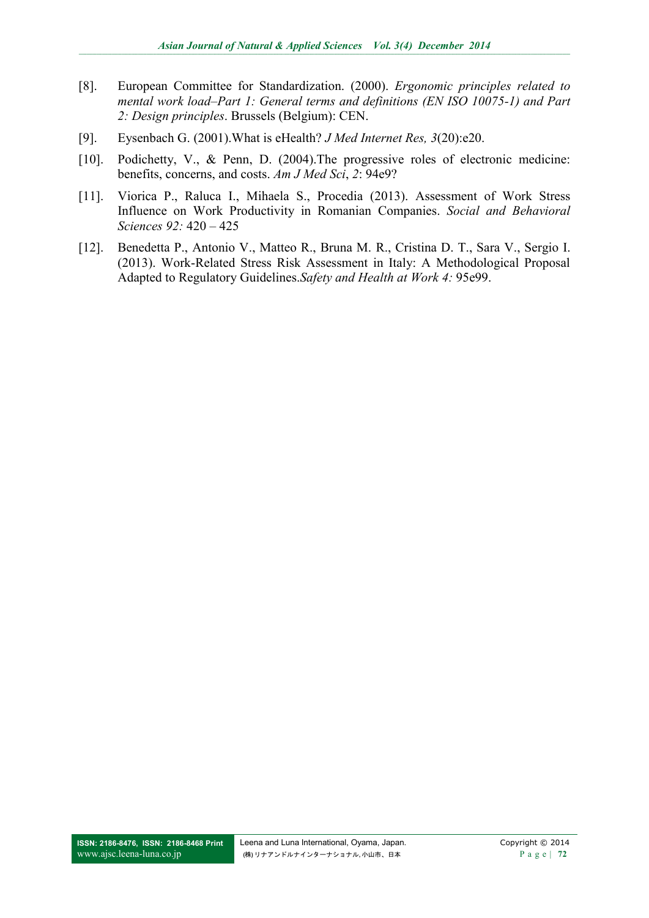[8]. European Committee for Standardization. (2000). *Ergonomic principles related to mental work load–Part 1: General terms and definitions (EN ISO 10075-1) and Part 2: Design principles*. Brussels (Belgium): CEN.

[9]. Eysenbach G. (2001).What is eHealth? *J Med Internet Res, 3*(20):e20.

[10]. Podichetty, V., & Penn, D. (2004).The progressive roles of electronic medicine: benefits, concerns, and costs. *Am J Med Sci*, *2*: 94e9?

[11]. Viorica P., Raluca I., Mihaela S., Procedia (2013). Assessment of Work Stress Influence on Work Productivity in Romanian Companies. *Social and Behavioral Sciences 92:* 420 – 425

[12]. Benedetta P., Antonio V., Matteo R., Bruna M. R., Cristina D. T., Sara V., Sergio I. (2013). Work-Related Stress Risk Assessment in Italy: A Methodological Proposal Adapted to Regulatory Guidelines.*Safety and Health at Work 4:* 95e99.